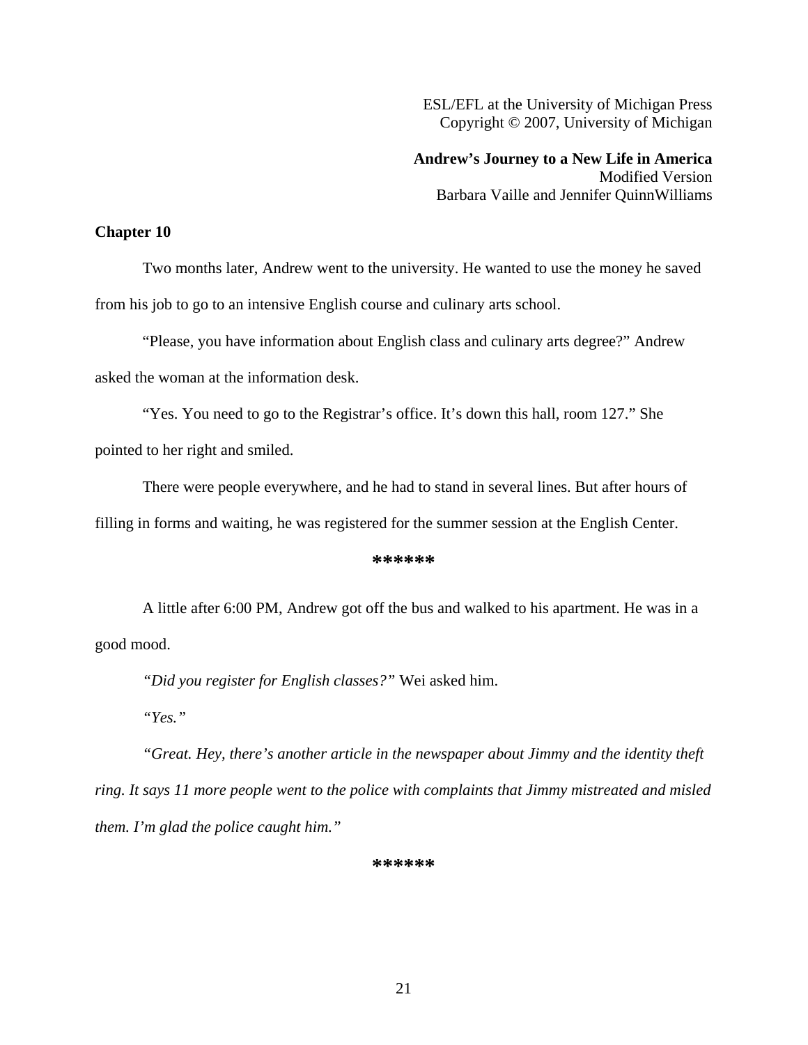ESL/EFL at the University of Michigan Press
Copyright © 2007, University of Michigan

**Andrew's Journey to a New Life in America**
Modified Version
Barbara Vaille and Jennifer QuinnWilliams

## Chapter 10

Two months later, Andrew went to the university. He wanted to use the money he saved from his job to go to an intensive English course and culinary arts school.

"Please, you have information about English class and culinary arts degree?" Andrew asked the woman at the information desk.

"Yes. You need to go to the Registrar's office. It's down this hall, room 127." She pointed to her right and smiled.

There were people everywhere, and he had to stand in several lines. But after hours of filling in forms and waiting, he was registered for the summer session at the English Center.

******

A little after 6:00 PM, Andrew got off the bus and walked to his apartment. He was in a good mood.

*"Did you register for English classes?"* Wei asked him.

*"Yes."*

*"Great. Hey, there's another article in the newspaper about Jimmy and the identity theft ring. It says 11 more people went to the police with complaints that Jimmy mistreated and misled them. I'm glad the police caught him."*

******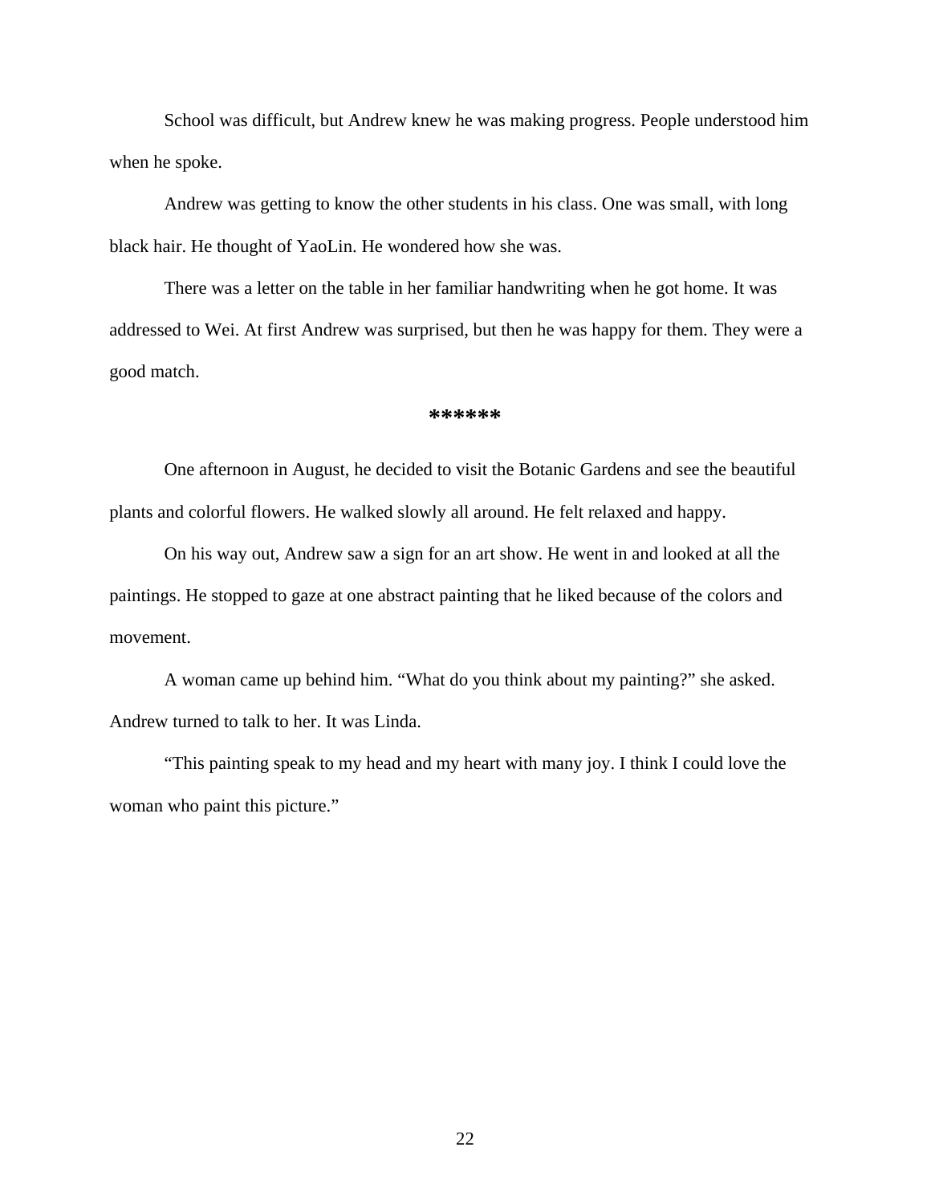School was difficult, but Andrew knew he was making progress. People understood him when he spoke.

Andrew was getting to know the other students in his class. One was small, with long black hair. He thought of YaoLin. He wondered how she was.

There was a letter on the table in her familiar handwriting when he got home. It was addressed to Wei. At first Andrew was surprised, but then he was happy for them. They were a good match.

**\*\*\*\*\*\***

One afternoon in August, he decided to visit the Botanic Gardens and see the beautiful plants and colorful flowers. He walked slowly all around. He felt relaxed and happy.

On his way out, Andrew saw a sign for an art show. He went in and looked at all the paintings. He stopped to gaze at one abstract painting that he liked because of the colors and movement.

A woman came up behind him. “What do you think about my painting?” she asked. Andrew turned to talk to her. It was Linda.

“This painting speak to my head and my heart with many joy. I think I could love the woman who paint this picture.”